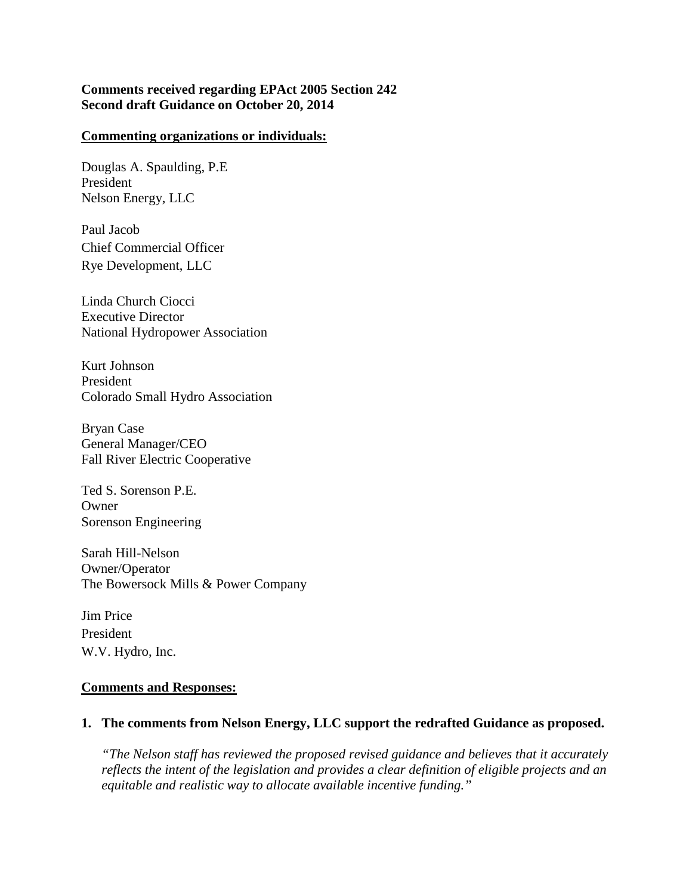**Comments received regarding EPAct 2005 Section 242**
**Second draft Guidance on October 20, 2014**

**Commenting organizations or individuals:**

Douglas A. Spaulding, P.E
President
Nelson Energy, LLC

Paul Jacob
Chief Commercial Officer
Rye Development, LLC

Linda Church Ciocci
Executive Director
National Hydropower Association

Kurt Johnson
President
Colorado Small Hydro Association

Bryan Case
General Manager/CEO
Fall River Electric Cooperative

Ted S. Sorenson P.E.
Owner
Sorenson Engineering

Sarah Hill-Nelson
Owner/Operator
The Bowersock Mills & Power Company

Jim Price
President
W.V. Hydro, Inc.

**Comments and Responses:**

1. **The comments from Nelson Energy, LLC support the redrafted Guidance as proposed.**

   *"The Nelson staff has reviewed the proposed revised guidance and believes that it accurately reflects the intent of the legislation and provides a clear definition of eligible projects and an equitable and realistic way to allocate available incentive funding."*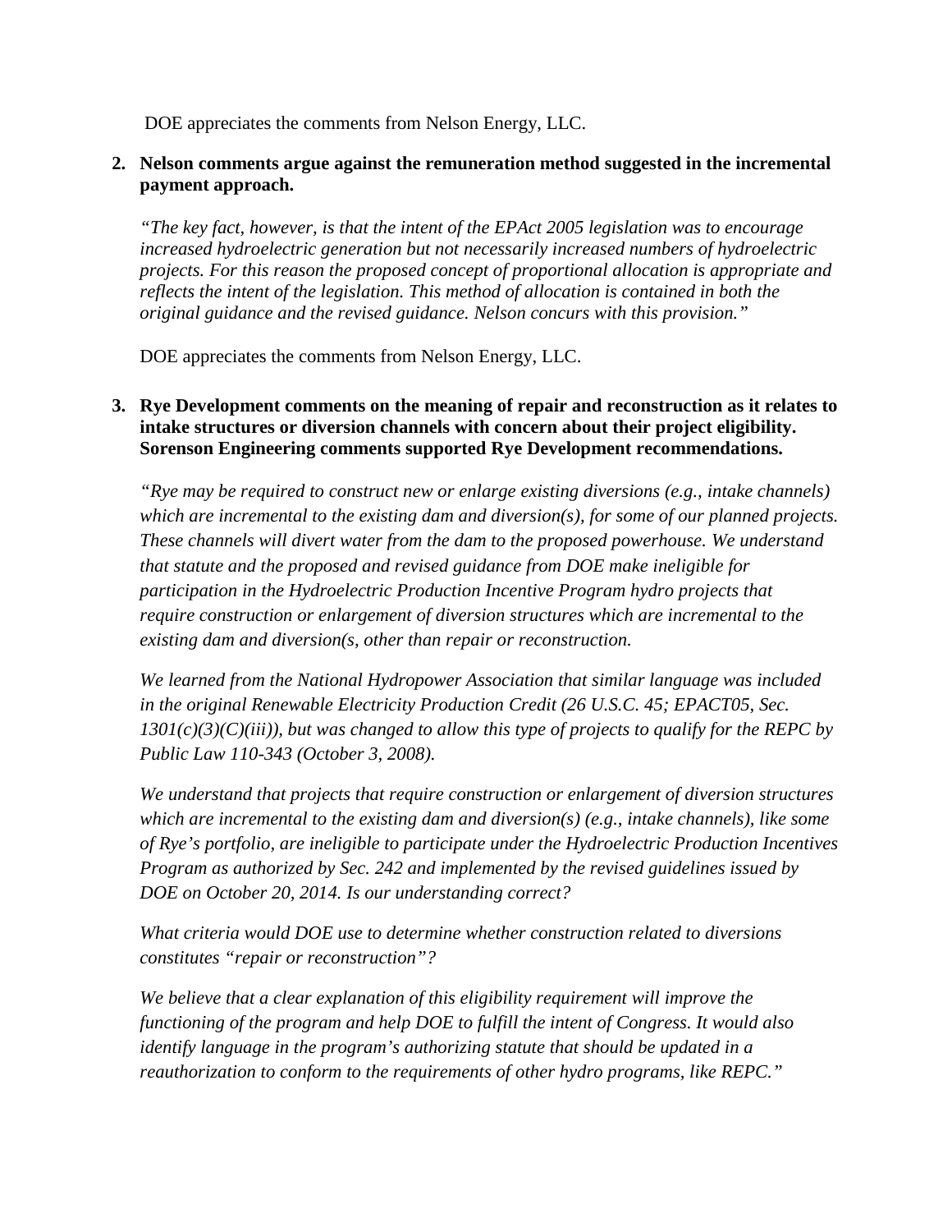DOE appreciates the comments from Nelson Energy, LLC.

2. **Nelson comments argue against the remuneration method suggested in the incremental payment approach.**

   *"The key fact, however, is that the intent of the EPAct 2005 legislation was to encourage increased hydroelectric generation but not necessarily increased numbers of hydroelectric projects. For this reason the proposed concept of proportional allocation is appropriate and reflects the intent of the legislation. This method of allocation is contained in both the original guidance and the revised guidance. Nelson concurs with this provision."*

   DOE appreciates the comments from Nelson Energy, LLC.

3. **Rye Development comments on the meaning of repair and reconstruction as it relates to intake structures or diversion channels with concern about their project eligibility. Sorenson Engineering comments supported Rye Development recommendations.**

   *"Rye may be required to construct new or enlarge existing diversions (e.g., intake channels) which are incremental to the existing dam and diversion(s), for some of our planned projects. These channels will divert water from the dam to the proposed powerhouse. We understand that statute and the proposed and revised guidance from DOE make ineligible for participation in the Hydroelectric Production Incentive Program hydro projects that require construction or enlargement of diversion structures which are incremental to the existing dam and diversion(s, other than repair or reconstruction.*

   *We learned from the National Hydropower Association that similar language was included in the original Renewable Electricity Production Credit (26 U.S.C. 45; EPACT05, Sec. 1301(c)(3)(C)(iii)), but was changed to allow this type of projects to qualify for the REPC by Public Law 110-343 (October 3, 2008).*

   *We understand that projects that require construction or enlargement of diversion structures which are incremental to the existing dam and diversion(s) (e.g., intake channels), like some of Rye's portfolio, are ineligible to participate under the Hydroelectric Production Incentives Program as authorized by Sec. 242 and implemented by the revised guidelines issued by DOE on October 20, 2014. Is our understanding correct?*

   *What criteria would DOE use to determine whether construction related to diversions constitutes "repair or reconstruction"?*

   *We believe that a clear explanation of this eligibility requirement will improve the functioning of the program and help DOE to fulfill the intent of Congress. It would also identify language in the program's authorizing statute that should be updated in a reauthorization to conform to the requirements of other hydro programs, like REPC."*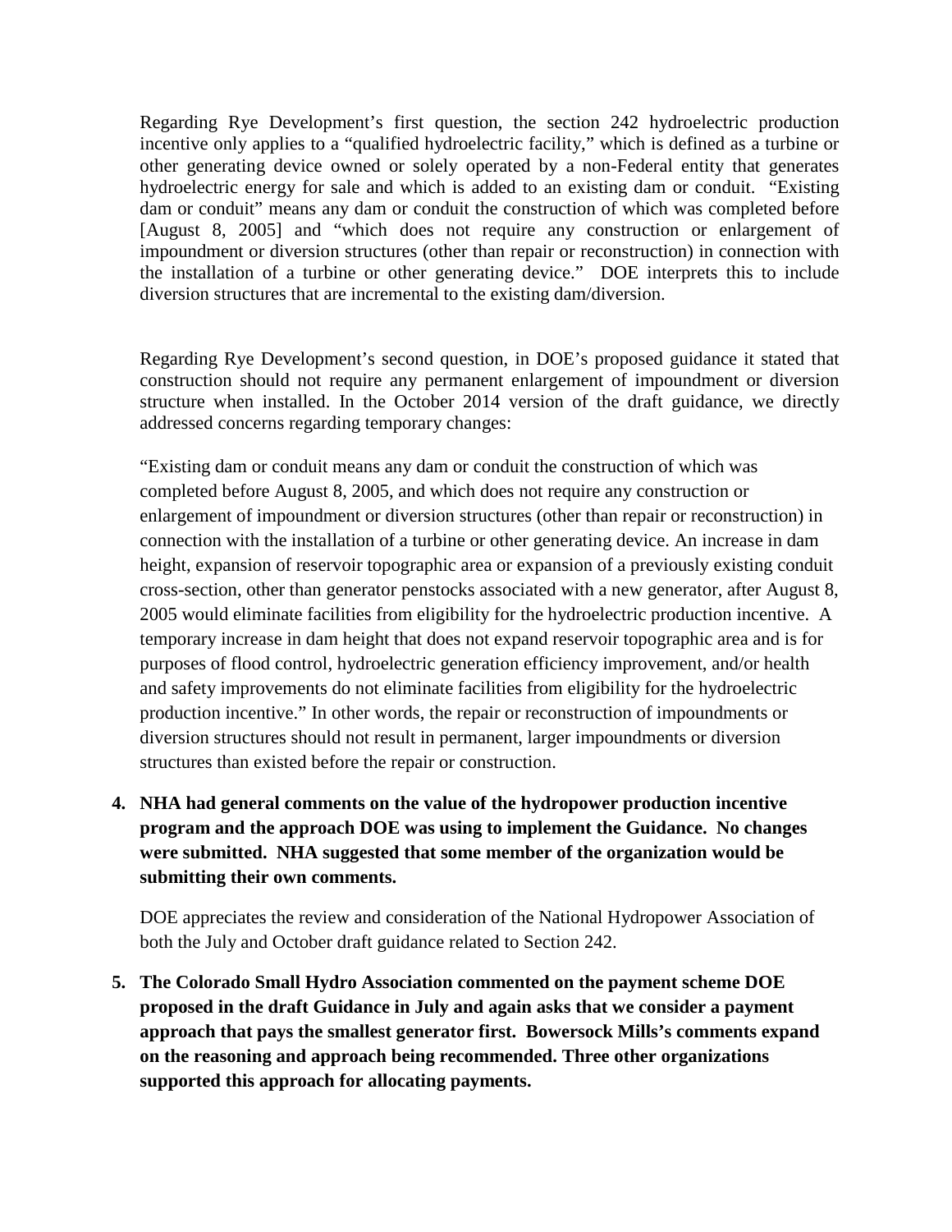Regarding Rye Development's first question, the section 242 hydroelectric production incentive only applies to a "qualified hydroelectric facility," which is defined as a turbine or other generating device owned or solely operated by a non-Federal entity that generates hydroelectric energy for sale and which is added to an existing dam or conduit. "Existing dam or conduit" means any dam or conduit the construction of which was completed before [August 8, 2005] and "which does not require any construction or enlargement of impoundment or diversion structures (other than repair or reconstruction) in connection with the installation of a turbine or other generating device." DOE interprets this to include diversion structures that are incremental to the existing dam/diversion.

Regarding Rye Development's second question, in DOE's proposed guidance it stated that construction should not require any permanent enlargement of impoundment or diversion structure when installed. In the October 2014 version of the draft guidance, we directly addressed concerns regarding temporary changes:

"Existing dam or conduit means any dam or conduit the construction of which was completed before August 8, 2005, and which does not require any construction or enlargement of impoundment or diversion structures (other than repair or reconstruction) in connection with the installation of a turbine or other generating device. An increase in dam height, expansion of reservoir topographic area or expansion of a previously existing conduit cross-section, other than generator penstocks associated with a new generator, after August 8, 2005 would eliminate facilities from eligibility for the hydroelectric production incentive. A temporary increase in dam height that does not expand reservoir topographic area and is for purposes of flood control, hydroelectric generation efficiency improvement, and/or health and safety improvements do not eliminate facilities from eligibility for the hydroelectric production incentive." In other words, the repair or reconstruction of impoundments or diversion structures should not result in permanent, larger impoundments or diversion structures than existed before the repair or construction.

4. **NHA had general comments on the value of the hydropower production incentive program and the approach DOE was using to implement the Guidance. No changes were submitted. NHA suggested that some member of the organization would be submitting their own comments.**

   DOE appreciates the review and consideration of the National Hydropower Association of both the July and October draft guidance related to Section 242.

5. **The Colorado Small Hydro Association commented on the payment scheme DOE proposed in the draft Guidance in July and again asks that we consider a payment approach that pays the smallest generator first. Bowersock Mills's comments expand on the reasoning and approach being recommended. Three other organizations supported this approach for allocating payments.**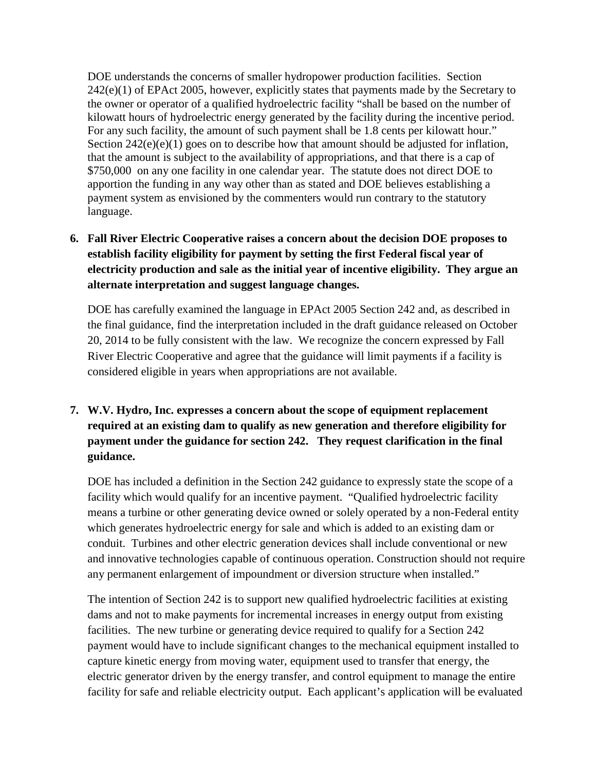DOE understands the concerns of smaller hydropower production facilities. Section 242(e)(1) of EPAct 2005, however, explicitly states that payments made by the Secretary to the owner or operator of a qualified hydroelectric facility "shall be based on the number of kilowatt hours of hydroelectric energy generated by the facility during the incentive period. For any such facility, the amount of such payment shall be 1.8 cents per kilowatt hour." Section 242(e)(e)(1) goes on to describe how that amount should be adjusted for inflation, that the amount is subject to the availability of appropriations, and that there is a cap of $750,000 on any one facility in one calendar year. The statute does not direct DOE to apportion the funding in any way other than as stated and DOE believes establishing a payment system as envisioned by the commenters would run contrary to the statutory language.

6. **Fall River Electric Cooperative raises a concern about the decision DOE proposes to establish facility eligibility for payment by setting the first Federal fiscal year of electricity production and sale as the initial year of incentive eligibility. They argue an alternate interpretation and suggest language changes.**

   DOE has carefully examined the language in EPAct 2005 Section 242 and, as described in the final guidance, find the interpretation included in the draft guidance released on October 20, 2014 to be fully consistent with the law. We recognize the concern expressed by Fall River Electric Cooperative and agree that the guidance will limit payments if a facility is considered eligible in years when appropriations are not available.

7. **W.V. Hydro, Inc. expresses a concern about the scope of equipment replacement required at an existing dam to qualify as new generation and therefore eligibility for payment under the guidance for section 242. They request clarification in the final guidance.**

   DOE has included a definition in the Section 242 guidance to expressly state the scope of a facility which would qualify for an incentive payment. "Qualified hydroelectric facility means a turbine or other generating device owned or solely operated by a non-Federal entity which generates hydroelectric energy for sale and which is added to an existing dam or conduit. Turbines and other electric generation devices shall include conventional or new and innovative technologies capable of continuous operation. Construction should not require any permanent enlargement of impoundment or diversion structure when installed."

   The intention of Section 242 is to support new qualified hydroelectric facilities at existing dams and not to make payments for incremental increases in energy output from existing facilities. The new turbine or generating device required to qualify for a Section 242 payment would have to include significant changes to the mechanical equipment installed to capture kinetic energy from moving water, equipment used to transfer that energy, the electric generator driven by the energy transfer, and control equipment to manage the entire facility for safe and reliable electricity output. Each applicant's application will be evaluated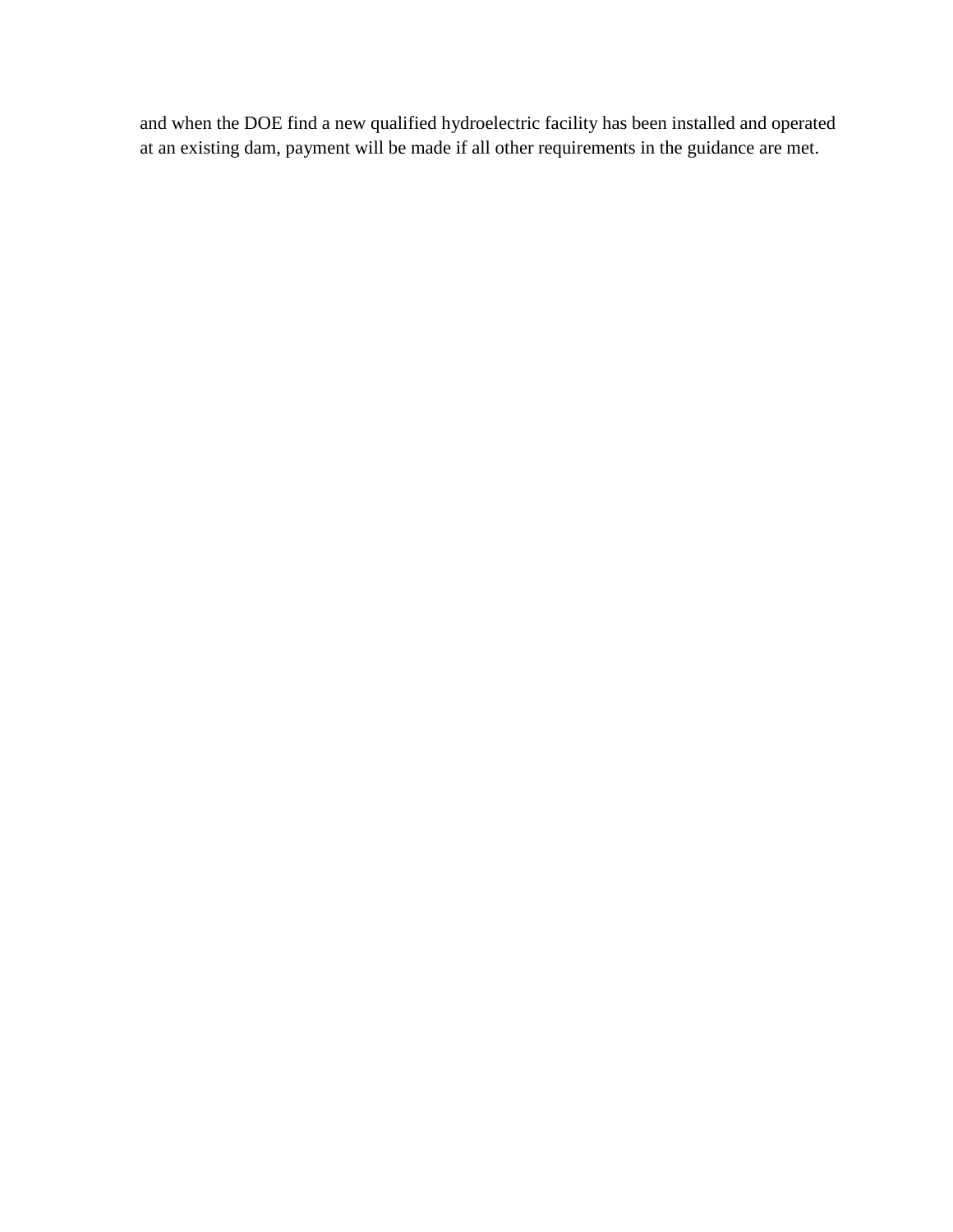and when the DOE find a new qualified hydroelectric facility has been installed and operated at an existing dam, payment will be made if all other requirements in the guidance are met.